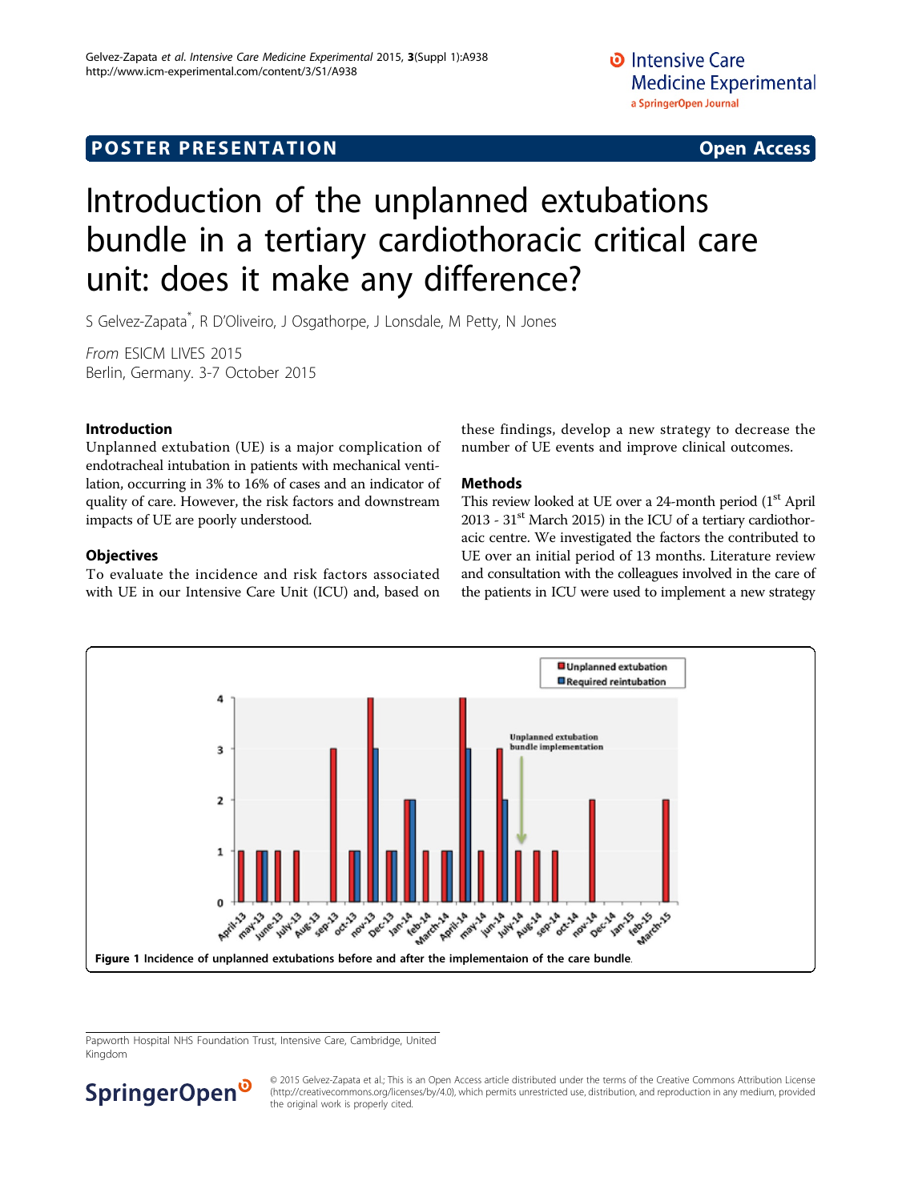# Introduction of the unplanned extubations bundle in a tertiary cardiothoracic critical care unit: does it make any difference?

S Gelvez-Zapata*, R D'Oliveiro, J Osgathorpe, J Lonsdale, M Petty, N Jones

*From* ESICM LIVES 2015
Berlin, Germany. 3-7 October 2015

## Introduction

Unplanned extubation (UE) is a major complication of endotracheal intubation in patients with mechanical ventilation, occurring in 3% to 16% of cases and an indicator of quality of care. However, the risk factors and downstream impacts of UE are poorly understood.

## Objectives

To evaluate the incidence and risk factors associated with UE in our Intensive Care Unit (ICU) and, based on these findings, develop a new strategy to decrease the number of UE events and improve clinical outcomes.

## Methods

This review looked at UE over a 24-month period (1st April 2013 - 31st March 2015) in the ICU of a tertiary cardiothoracic centre. We investigated the factors the contributed to UE over an initial period of 13 months. Literature review and consultation with the colleagues involved in the care of the patients in ICU were used to implement a new strategy

**Figure 1 Incidence of unplanned extubations before and after the implementaion of the care bundle.**

Papworth Hospital NHS Foundation Trust, Intensive Care, Cambridge, United Kingdom

© 2015 Gelvez-Zapata et al.; This is an Open Access article distributed under the terms of the Creative Commons Attribution License (http://creativecommons.org/licenses/by/4.0), which permits unrestricted use, distribution, and reproduction in any medium, provided the original work is properly cited.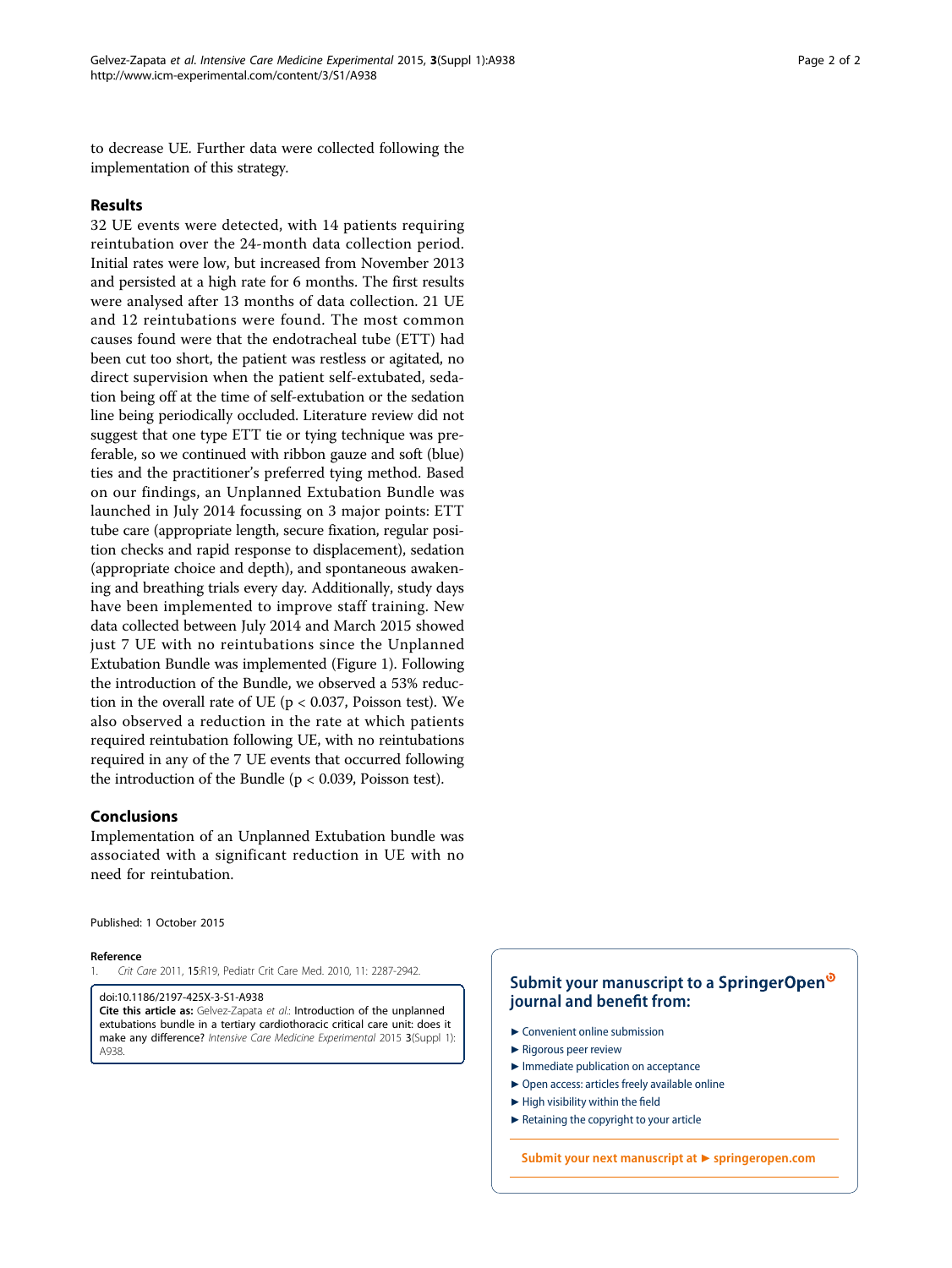to decrease UE. Further data were collected following the implementation of this strategy.

## Results

32 UE events were detected, with 14 patients requiring reintubation over the 24-month data collection period. Initial rates were low, but increased from November 2013 and persisted at a high rate for 6 months. The first results were analysed after 13 months of data collection. 21 UE and 12 reintubations were found. The most common causes found were that the endotracheal tube (ETT) had been cut too short, the patient was restless or agitated, no direct supervision when the patient self-extubated, sedation being off at the time of self-extubation or the sedation line being periodically occluded. Literature review did not suggest that one type ETT tie or tying technique was preferable, so we continued with ribbon gauze and soft (blue) ties and the practitioner's preferred tying method. Based on our findings, an Unplanned Extubation Bundle was launched in July 2014 focussing on 3 major points: ETT tube care (appropriate length, secure fixation, regular position checks and rapid response to displacement), sedation (appropriate choice and depth), and spontaneous awakening and breathing trials every day. Additionally, study days have been implemented to improve staff training. New data collected between July 2014 and March 2015 showed just 7 UE with no reintubations since the Unplanned Extubation Bundle was implemented (Figure 1). Following the introduction of the Bundle, we observed a 53% reduction in the overall rate of UE ($p < 0.037$, Poisson test). We also observed a reduction in the rate at which patients required reintubation following UE, with no reintubations required in any of the 7 UE events that occurred following the introduction of the Bundle ($p < 0.039$, Poisson test).

## Conclusions

Implementation of an Unplanned Extubation bundle was associated with a significant reduction in UE with no need for reintubation.

Published: 1 October 2015

### Reference

1. *Crit Care* 2011, **15**:R19, Pediatr Crit Care Med. 2010, 11: 2287-2942.

doi:10.1186/2197-425X-3-S1-A938

**Cite this article as:** Gelvez-Zapata *et al.*: Introduction of the unplanned extubations bundle in a tertiary cardiothoracic critical care unit: does it make any difference? *Intensive Care Medicine Experimental* 2015 **3**(Suppl 1): A938.